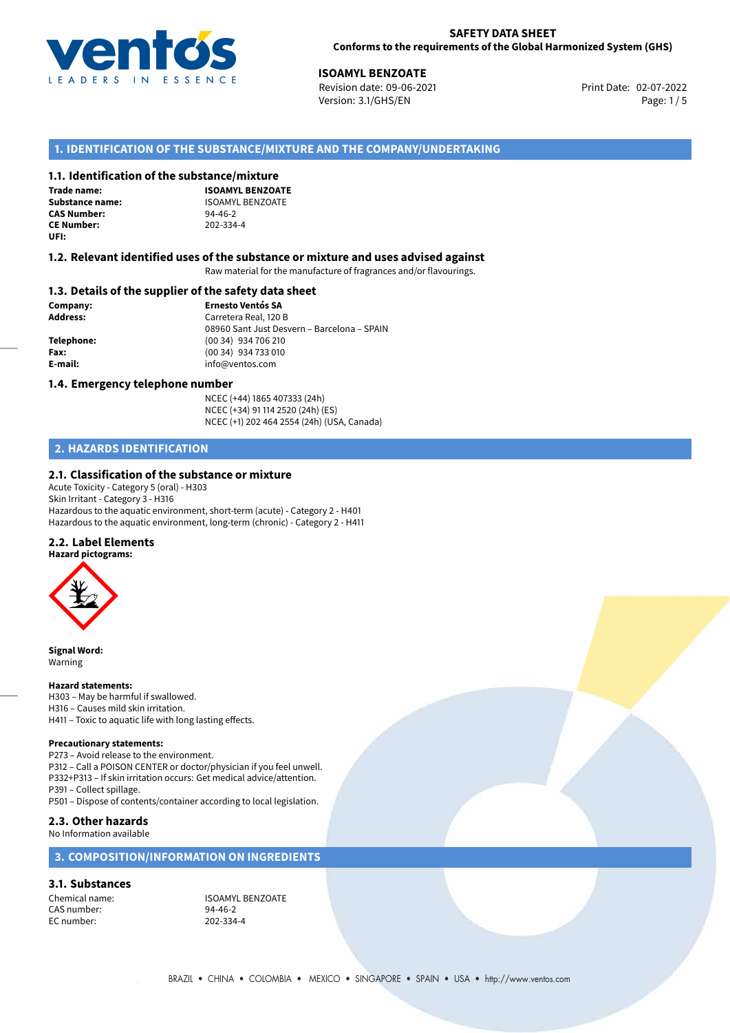**SAFETY DATA SHEET**
**Conforms to the requirements of the Global Harmonized System (GHS)**

**ISOAMYL BENZOATE**
Revision date: 09-06-2021
Version: 3.1/GHS/EN
Print Date: 02-07-2022

## 1. IDENTIFICATION OF THE SUBSTANCE/MIXTURE AND THE COMPANY/UNDERTAKING

### 1.1. Identification of the substance/mixture

**Trade name:** **ISOAMYL BENZOATE**
**Substance name:** ISOAMYL BENZOATE
**CAS Number:** 94-46-2
**CE Number:** 202-334-4
**UFI:**

### 1.2. Relevant identified uses of the substance or mixture and uses advised against

Raw material for the manufacture of fragrances and/or flavourings.

### 1.3. Details of the supplier of the safety data sheet

**Company:** **Ernesto Ventós SA**
**Address:** Carretera Real, 120 B
08960 Sant Just Desvern – Barcelona – SPAIN
**Telephone:** (00 34) 934 706 210
**Fax:** (00 34) 934 733 010
**E-mail:** info@ventos.com

### 1.4. Emergency telephone number

NCEC (+44) 1865 407333 (24h)
NCEC (+34) 91 114 2520 (24h) (ES)
NCEC (+1) 202 464 2554 (24h) (USA, Canada)

## 2. HAZARDS IDENTIFICATION

### 2.1. Classification of the substance or mixture

Acute Toxicity - Category 5 (oral) - H303
Skin Irritant - Category 3 - H316
Hazardous to the aquatic environment, short-term (acute) - Category 2 - H401
Hazardous to the aquatic environment, long-term (chronic) - Category 2 - H411

### 2.2. Label Elements

**Hazard pictograms:**

**Signal Word:**
Warning

**Hazard statements:**
H303 – May be harmful if swallowed.
H316 – Causes mild skin irritation.
H411 – Toxic to aquatic life with long lasting effects.

**Precautionary statements:**
P273 – Avoid release to the environment.
P312 – Call a POISON CENTER or doctor/physician if you feel unwell.
P332+P313 – If skin irritation occurs: Get medical advice/attention.
P391 – Collect spillage.
P501 – Dispose of contents/container according to local legislation.

### 2.3. Other hazards

No Information available

## 3. COMPOSITION/INFORMATION ON INGREDIENTS

### 3.1. Substances

Chemical name: ISOAMYL BENZOATE
CAS number: 94-46-2
EC number: 202-334-4

BRAZIL • CHINA • COLOMBIA • MEXICO • SINGAPORE • SPAIN • USA • http://www.ventos.com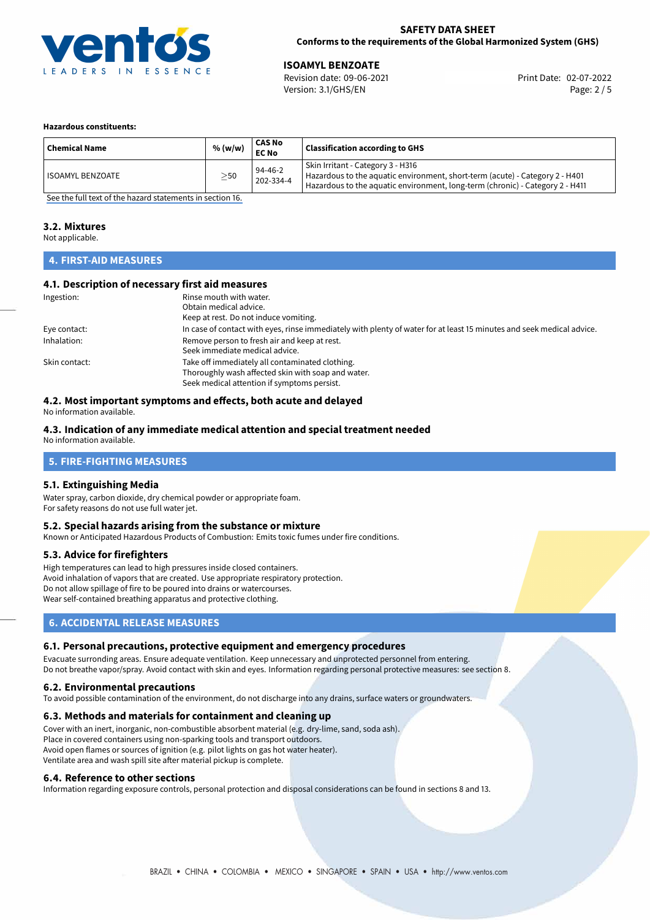**Hazardous constituents:**

| Chemical Name | % (w/w) | CAS No<br>EC No | Classification according to GHS |
|---|---|---|---|
| ISOAMYL BENZOATE | $\geq$50 | 94-46-2<br>202-334-4 | Skin Irritant - Category 3 - H316<br>Hazardous to the aquatic environment, short-term (acute) - Category 2 - H401<br>Hazardous to the aquatic environment, long-term (chronic) - Category 2 - H411 |

See the full text of the hazard statements in section 16.

### 3.2. Mixtures

Not applicable.

## 4. FIRST-AID MEASURES

### 4.1. Description of necessary first aid measures

Ingestion: Rinse mouth with water.
Obtain medical advice.
Keep at rest. Do not induce vomiting.

Eye contact: In case of contact with eyes, rinse immediately with plenty of water for at least 15 minutes and seek medical advice.

Inhalation: Remove person to fresh air and keep at rest.
Seek immediate medical advice.

Skin contact: Take off immediately all contaminated clothing.
Thoroughly wash affected skin with soap and water.
Seek medical attention if symptoms persist.

### 4.2. Most important symptoms and effects, both acute and delayed

No information available.

### 4.3. Indication of any immediate medical attention and special treatment needed

No information available.

## 5. FIRE-FIGHTING MEASURES

### 5.1. Extinguishing Media

Water spray, carbon dioxide, dry chemical powder or appropriate foam.
For safety reasons do not use full water jet.

### 5.2. Special hazards arising from the substance or mixture

Known or Anticipated Hazardous Products of Combustion: Emits toxic fumes under fire conditions.

### 5.3. Advice for firefighters

High temperatures can lead to high pressures inside closed containers.
Avoid inhalation of vapors that are created. Use appropriate respiratory protection.
Do not allow spillage of fire to be poured into drains or watercourses.
Wear self-contained breathing apparatus and protective clothing.

## 6. ACCIDENTAL RELEASE MEASURES

### 6.1. Personal precautions, protective equipment and emergency procedures

Evacuate surronding areas. Ensure adequate ventilation. Keep unnecessary and unprotected personnel from entering.
Do not breathe vapor/spray. Avoid contact with skin and eyes. Information regarding personal protective measures: see section 8.

### 6.2. Environmental precautions

To avoid possible contamination of the environment, do not discharge into any drains, surface waters or groundwaters.

### 6.3. Methods and materials for containment and cleaning up

Cover with an inert, inorganic, non-combustible absorbent material (e.g. dry-lime, sand, soda ash).
Place in covered containers using non-sparking tools and transport outdoors.
Avoid open flames or sources of ignition (e.g. pilot lights on gas hot water heater).
Ventilate area and wash spill site after material pickup is complete.

### 6.4. Reference to other sections

Information regarding exposure controls, personal protection and disposal considerations can be found in sections 8 and 13.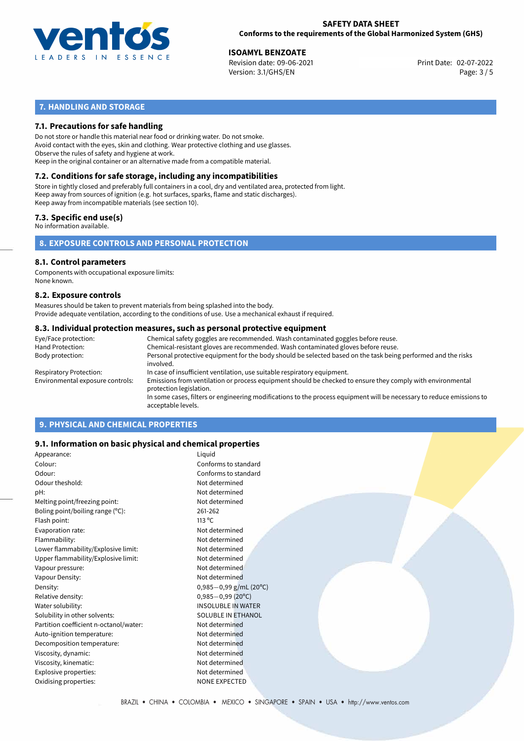## 7. HANDLING AND STORAGE

### 7.1. Precautions for safe handling

Do not store or handle this material near food or drinking water. Do not smoke.
Avoid contact with the eyes, skin and clothing. Wear protective clothing and use glasses.
Observe the rules of safety and hygiene at work.
Keep in the original container or an alternative made from a compatible material.

### 7.2. Conditions for safe storage, including any incompatibilities

Store in tightly closed and preferably full containers in a cool, dry and ventilated area, protected from light.
Keep away from sources of ignition (e.g. hot surfaces, sparks, flame and static discharges).
Keep away from incompatible materials (see section 10).

### 7.3. Specific end use(s)

No information available.

## 8. EXPOSURE CONTROLS AND PERSONAL PROTECTION

### 8.1. Control parameters

Components with occupational exposure limits:
None known.

### 8.2. Exposure controls

Measures should be taken to prevent materials from being splashed into the body.
Provide adequate ventilation, according to the conditions of use. Use a mechanical exhaust if required.

### 8.3. Individual protection measures, such as personal protective equipment

| | |
|---|---|
| Eye/Face protection: | Chemical safety goggles are recommended. Wash contaminated goggles before reuse. |
| Hand Protection: | Chemical-resistant gloves are recommended. Wash contaminated gloves before reuse. |
| Body protection: | Personal protective equipment for the body should be selected based on the task being performed and the risks involved. |
| Respiratory Protection: | In case of insufficient ventilation, use suitable respiratory equipment. |
| Environmental exposure controls: | Emissions from ventilation or process equipment should be checked to ensure they comply with environmental protection legislation. In some cases, filters or engineering modifications to the process equipment will be necessary to reduce emissions to acceptable levels. |

## 9. PHYSICAL AND CHEMICAL PROPERTIES

### 9.1. Information on basic physical and chemical properties

| | |
|---|---|
| Appearance: | Liquid |
| Colour: | Conforms to standard |
| Odour: | Conforms to standard |
| Odour theshold: | Not determined |
| pH: | Not determined |
| Melting point/freezing point: | Not determined |
| Boling point/boiling range (°C): | 261-262 |
| Flash point: | 113 °C |
| Evaporation rate: | Not determined |
| Flammability: | Not determined |
| Lower flammability/Explosive limit: | Not determined |
| Upper flammability/Explosive limit: | Not determined |
| Vapour pressure: | Not determined |
| Vapour Density: | Not determined |
| Density: | 0,985−0,99 g/mL (20°C) |
| Relative density: | 0,985−0,99 (20°C) |
| Water solubility: | INSOLUBLE IN WATER |
| Solubility in other solvents: | SOLUBLE IN ETHANOL |
| Partition coefficient n-octanol/water: | Not determined |
| Auto-ignition temperature: | Not determined |
| Decomposition temperature: | Not determined |
| Viscosity, dynamic: | Not determined |
| Viscosity, kinematic: | Not determined |
| Explosive properties: | Not determined |
| Oxidising properties: | NONE EXPECTED |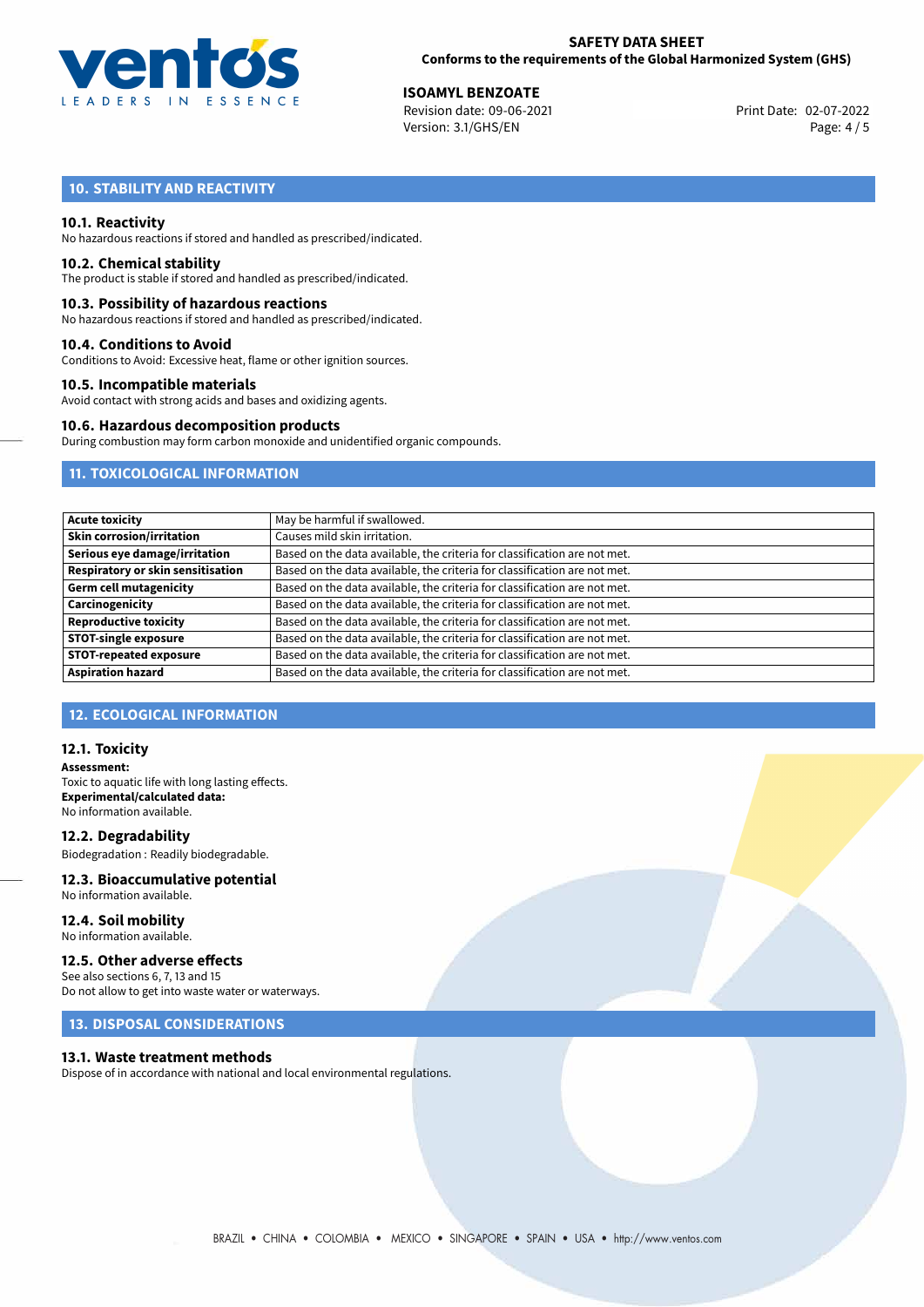## 10. STABILITY AND REACTIVITY

### 10.1. Reactivity
No hazardous reactions if stored and handled as prescribed/indicated.

### 10.2. Chemical stability
The product is stable if stored and handled as prescribed/indicated.

### 10.3. Possibility of hazardous reactions
No hazardous reactions if stored and handled as prescribed/indicated.

### 10.4. Conditions to Avoid
Conditions to Avoid: Excessive heat, flame or other ignition sources.

### 10.5. Incompatible materials
Avoid contact with strong acids and bases and oxidizing agents.

### 10.6. Hazardous decomposition products
During combustion may form carbon monoxide and unidentified organic compounds.

## 11. TOXICOLOGICAL INFORMATION

| | |
|---|---|
| **Acute toxicity** | May be harmful if swallowed. |
| **Skin corrosion/irritation** | Causes mild skin irritation. |
| **Serious eye damage/irritation** | Based on the data available, the criteria for classification are not met. |
| **Respiratory or skin sensitisation** | Based on the data available, the criteria for classification are not met. |
| **Germ cell mutagenicity** | Based on the data available, the criteria for classification are not met. |
| **Carcinogenicity** | Based on the data available, the criteria for classification are not met. |
| **Reproductive toxicity** | Based on the data available, the criteria for classification are not met. |
| **STOT-single exposure** | Based on the data available, the criteria for classification are not met. |
| **STOT-repeated exposure** | Based on the data available, the criteria for classification are not met. |
| **Aspiration hazard** | Based on the data available, the criteria for classification are not met. |

## 12. ECOLOGICAL INFORMATION

### 12.1. Toxicity
**Assessment:**
Toxic to aquatic life with long lasting effects.
**Experimental/calculated data:**
No information available.

### 12.2. Degradability
Biodegradation : Readily biodegradable.

### 12.3. Bioaccumulative potential
No information available.

### 12.4. Soil mobility
No information available.

### 12.5. Other adverse effects
See also sections 6, 7, 13 and 15
Do not allow to get into waste water or waterways.

## 13. DISPOSAL CONSIDERATIONS

### 13.1. Waste treatment methods
Dispose of in accordance with national and local environmental regulations.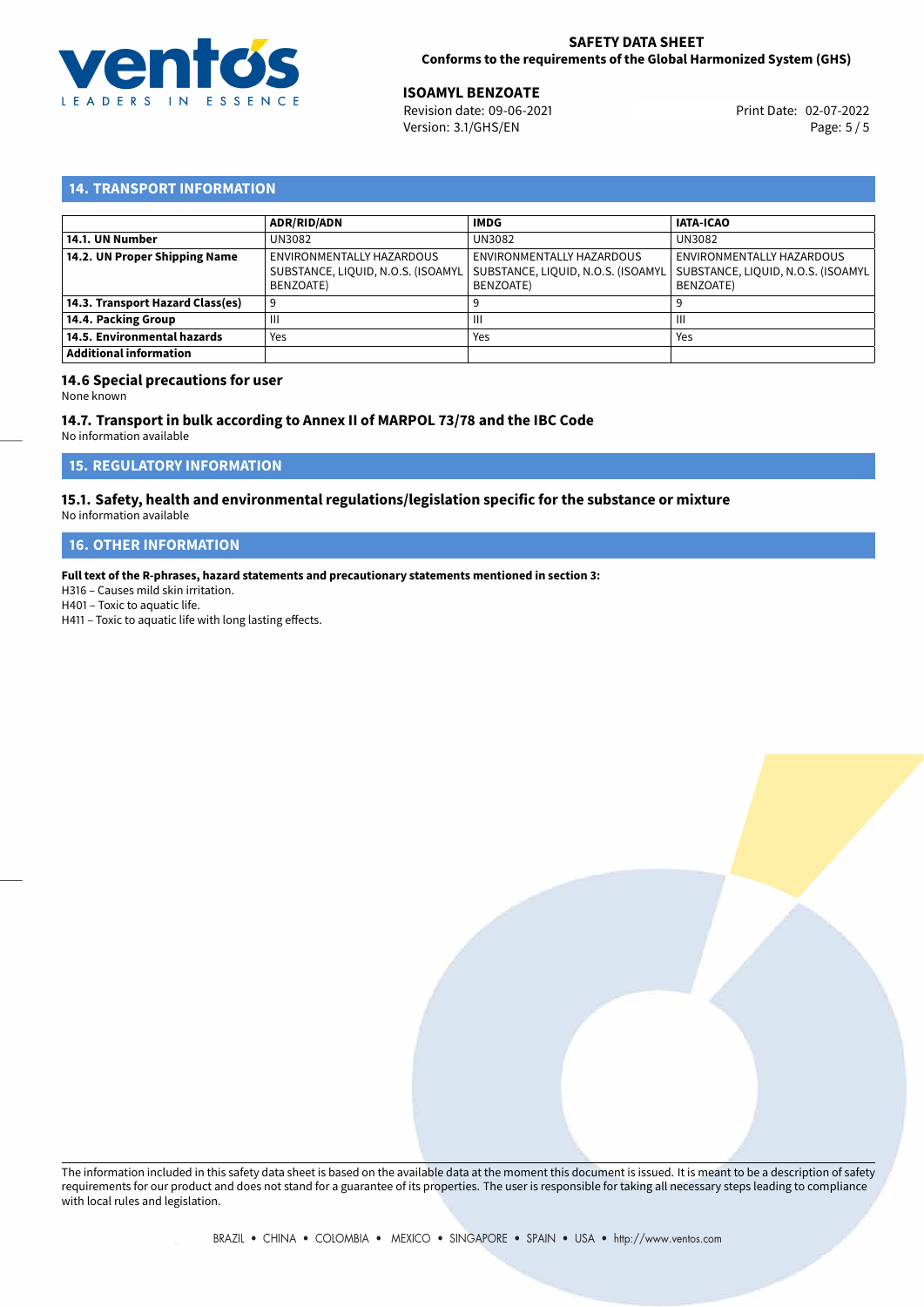## 14. TRANSPORT INFORMATION

| | ADR/RID/ADN | IMDG | IATA-ICAO |
|---|---|---|---|
| **14.1. UN Number** | UN3082 | UN3082 | UN3082 |
| **14.2. UN Proper Shipping Name** | ENVIRONMENTALLY HAZARDOUS SUBSTANCE, LIQUID, N.O.S. (ISOAMYL BENZOATE) | ENVIRONMENTALLY HAZARDOUS SUBSTANCE, LIQUID, N.O.S. (ISOAMYL BENZOATE) | ENVIRONMENTALLY HAZARDOUS SUBSTANCE, LIQUID, N.O.S. (ISOAMYL BENZOATE) |
| **14.3. Transport Hazard Class(es)** | 9 | 9 | 9 |
| **14.4. Packing Group** | III | III | III |
| **14.5. Environmental hazards** | Yes | Yes | Yes |
| **Additional information** | | | |

### 14.6 Special precautions for user

None known

### 14.7. Transport in bulk according to Annex II of MARPOL 73/78 and the IBC Code

No information available

## 15. REGULATORY INFORMATION

### 15.1. Safety, health and environmental regulations/legislation specific for the substance or mixture

No information available

## 16. OTHER INFORMATION

**Full text of the R-phrases, hazard statements and precautionary statements mentioned in section 3:**

H316 – Causes mild skin irritation.
H401 – Toxic to aquatic life.
H411 – Toxic to aquatic life with long lasting effects.

The information included in this safety data sheet is based on the available data at the moment this document is issued. It is meant to be a description of safety requirements for our product and does not stand for a guarantee of its properties. The user is responsible for taking all necessary steps leading to compliance with local rules and legislation.